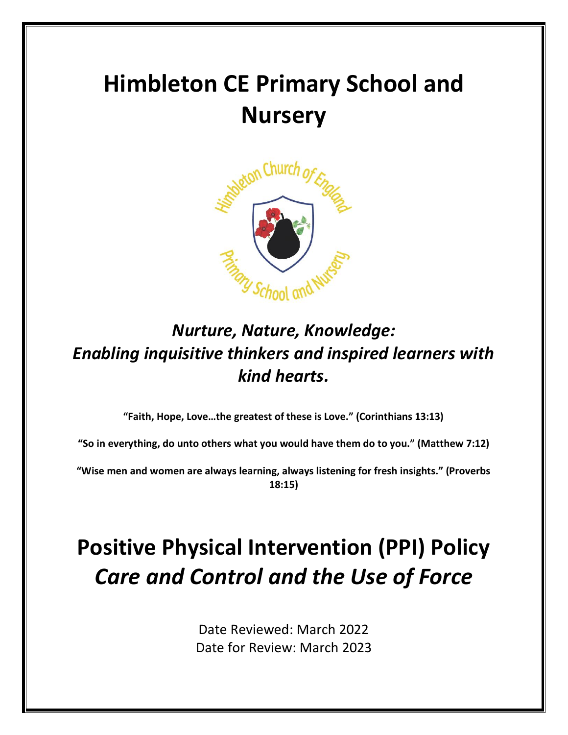# Himbleton CE Primary School and Nursery

## *Nurture, Nature, Knowledge: Enabling inquisitive thinkers and inspired learners with kind hearts.*

**"Faith, Hope, Love…the greatest of these is Love." (Corinthians 13:13)**

**"So in everything, do unto others what you would have them do to you." (Matthew 7:12)**

**"Wise men and women are always learning, always listening for fresh insights." (Proverbs 18:15)**

# Positive Physical Intervention (PPI) Policy
# *Care and Control and the Use of Force*

Date Reviewed: March 2022
Date for Review: March 2023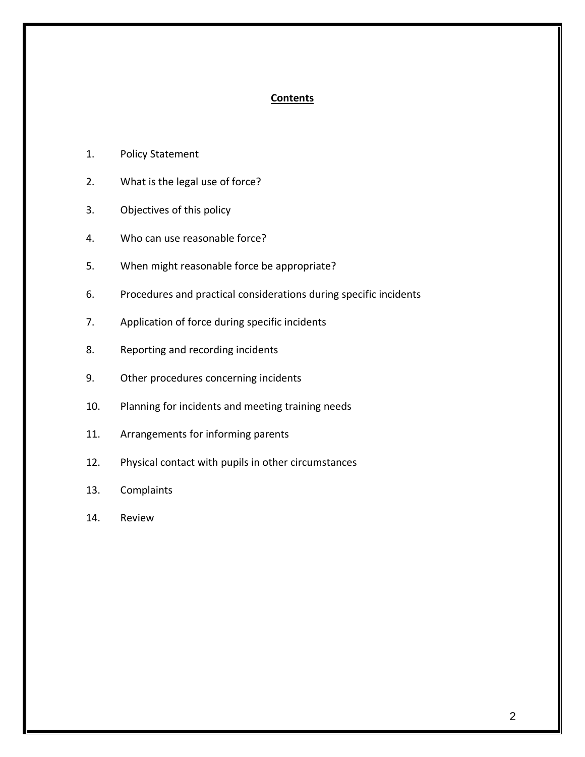## Contents

1. Policy Statement
2. What is the legal use of force?
3. Objectives of this policy
4. Who can use reasonable force?
5. When might reasonable force be appropriate?
6. Procedures and practical considerations during specific incidents
7. Application of force during specific incidents
8. Reporting and recording incidents
9. Other procedures concerning incidents
10. Planning for incidents and meeting training needs
11. Arrangements for informing parents
12. Physical contact with pupils in other circumstances
13. Complaints
14. Review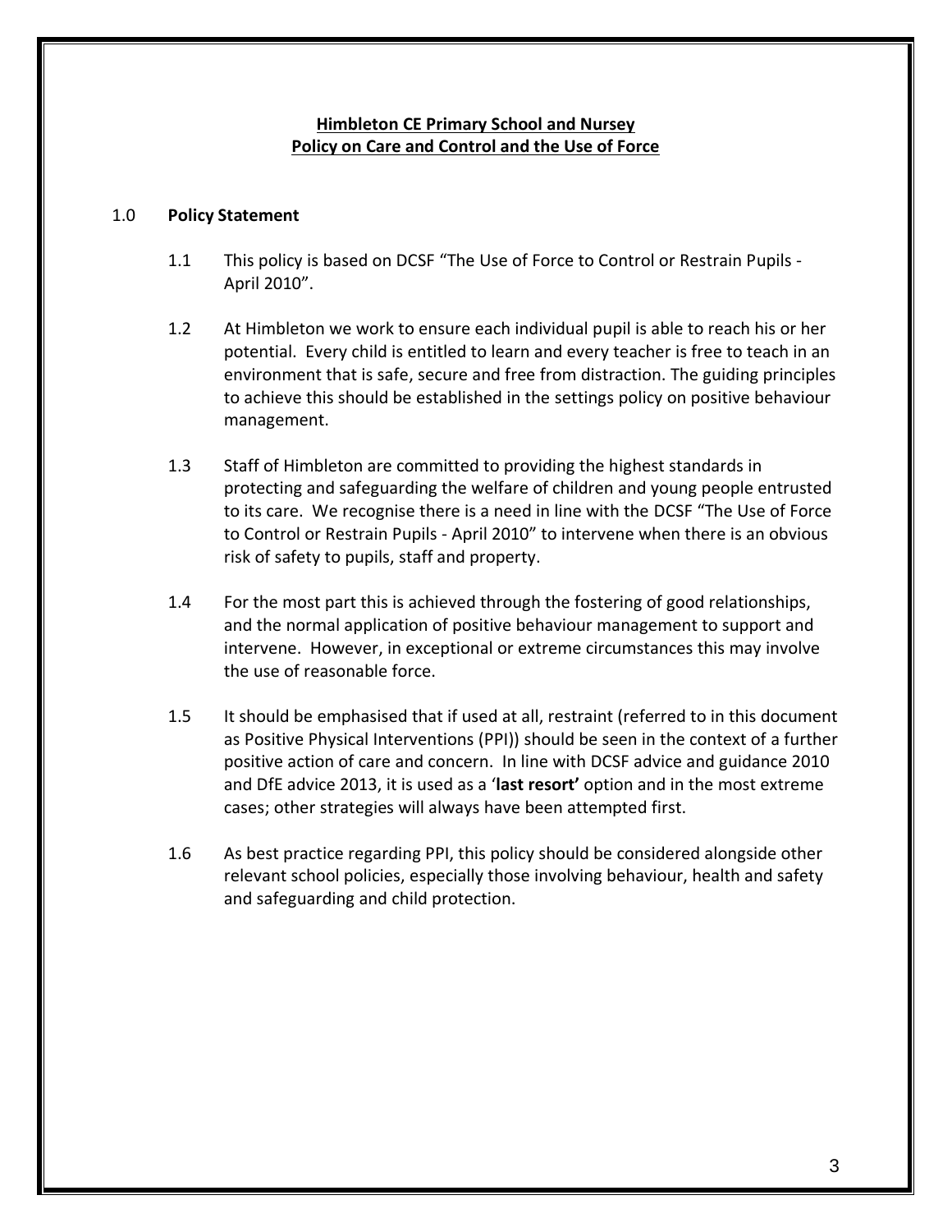**Himbleton CE Primary School and Nursey**
**Policy on Care and Control and the Use of Force**

## 1.0 Policy Statement

1.1 This policy is based on DCSF "The Use of Force to Control or Restrain Pupils - April 2010".

1.2 At Himbleton we work to ensure each individual pupil is able to reach his or her potential. Every child is entitled to learn and every teacher is free to teach in an environment that is safe, secure and free from distraction. The guiding principles to achieve this should be established in the settings policy on positive behaviour management.

1.3 Staff of Himbleton are committed to providing the highest standards in protecting and safeguarding the welfare of children and young people entrusted to its care. We recognise there is a need in line with the DCSF "The Use of Force to Control or Restrain Pupils - April 2010" to intervene when there is an obvious risk of safety to pupils, staff and property.

1.4 For the most part this is achieved through the fostering of good relationships, and the normal application of positive behaviour management to support and intervene. However, in exceptional or extreme circumstances this may involve the use of reasonable force.

1.5 It should be emphasised that if used at all, restraint (referred to in this document as Positive Physical Interventions (PPI)) should be seen in the context of a further positive action of care and concern. In line with DCSF advice and guidance 2010 and DfE advice 2013, it is used as a '**last resort'** option and in the most extreme cases; other strategies will always have been attempted first.

1.6 As best practice regarding PPI, this policy should be considered alongside other relevant school policies, especially those involving behaviour, health and safety and safeguarding and child protection.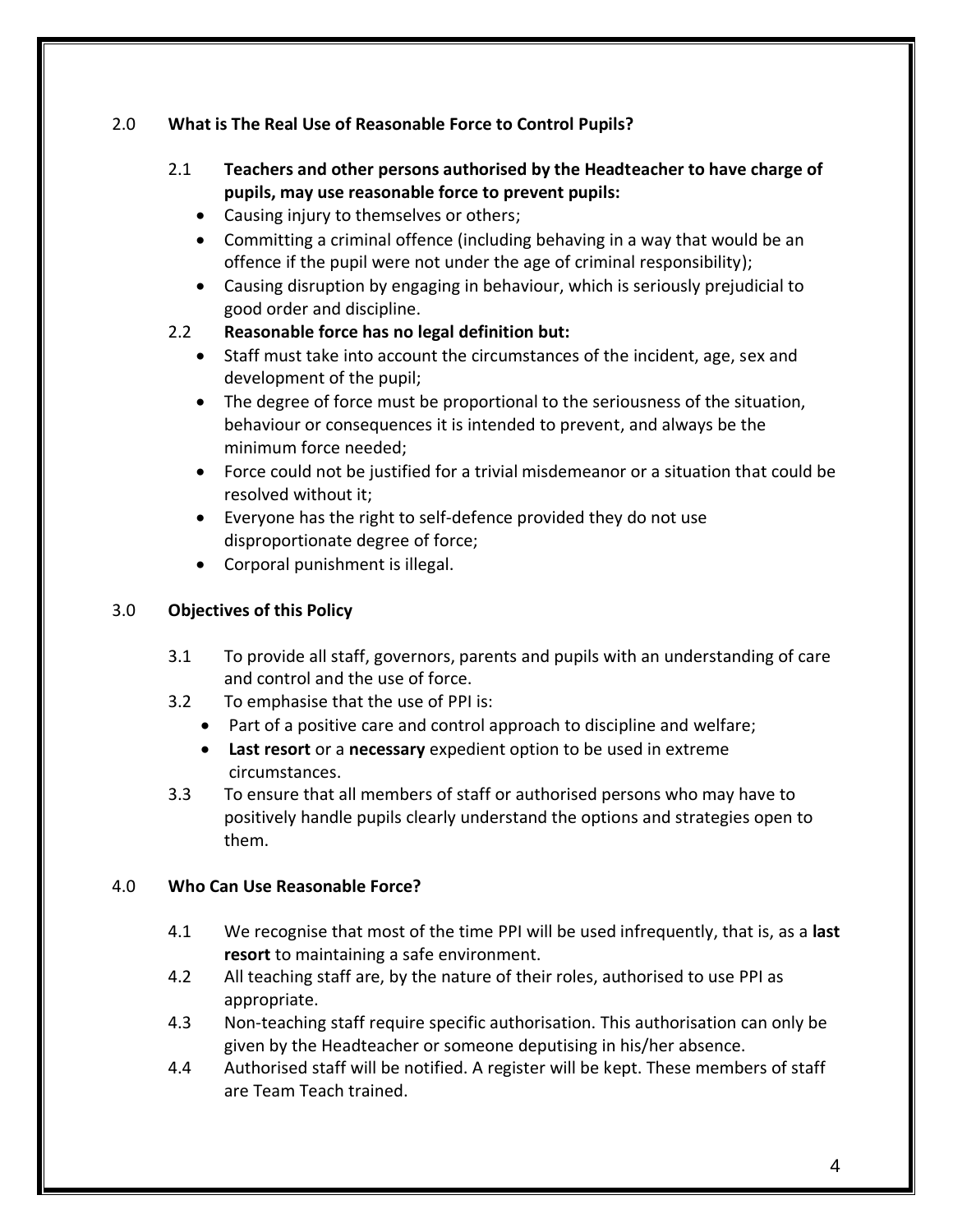## 2.0 What is The Real Use of Reasonable Force to Control Pupils?

### 2.1 Teachers and other persons authorised by the Headteacher to have charge of pupils, may use reasonable force to prevent pupils:

- Causing injury to themselves or others;
- Committing a criminal offence (including behaving in a way that would be an offence if the pupil were not under the age of criminal responsibility);
- Causing disruption by engaging in behaviour, which is seriously prejudicial to good order and discipline.

### 2.2 Reasonable force has no legal definition but:

- Staff must take into account the circumstances of the incident, age, sex and development of the pupil;
- The degree of force must be proportional to the seriousness of the situation, behaviour or consequences it is intended to prevent, and always be the minimum force needed;
- Force could not be justified for a trivial misdemeanor or a situation that could be resolved without it;
- Everyone has the right to self-defence provided they do not use disproportionate degree of force;
- Corporal punishment is illegal.

## 3.0 Objectives of this Policy

3.1 To provide all staff, governors, parents and pupils with an understanding of care and control and the use of force.

3.2 To emphasise that the use of PPI is:

- Part of a positive care and control approach to discipline and welfare;
- **Last resort** or a **necessary** expedient option to be used in extreme circumstances.

3.3 To ensure that all members of staff or authorised persons who may have to positively handle pupils clearly understand the options and strategies open to them.

## 4.0 Who Can Use Reasonable Force?

4.1 We recognise that most of the time PPI will be used infrequently, that is, as a **last resort** to maintaining a safe environment.

4.2 All teaching staff are, by the nature of their roles, authorised to use PPI as appropriate.

4.3 Non-teaching staff require specific authorisation. This authorisation can only be given by the Headteacher or someone deputising in his/her absence.

4.4 Authorised staff will be notified. A register will be kept. These members of staff are Team Teach trained.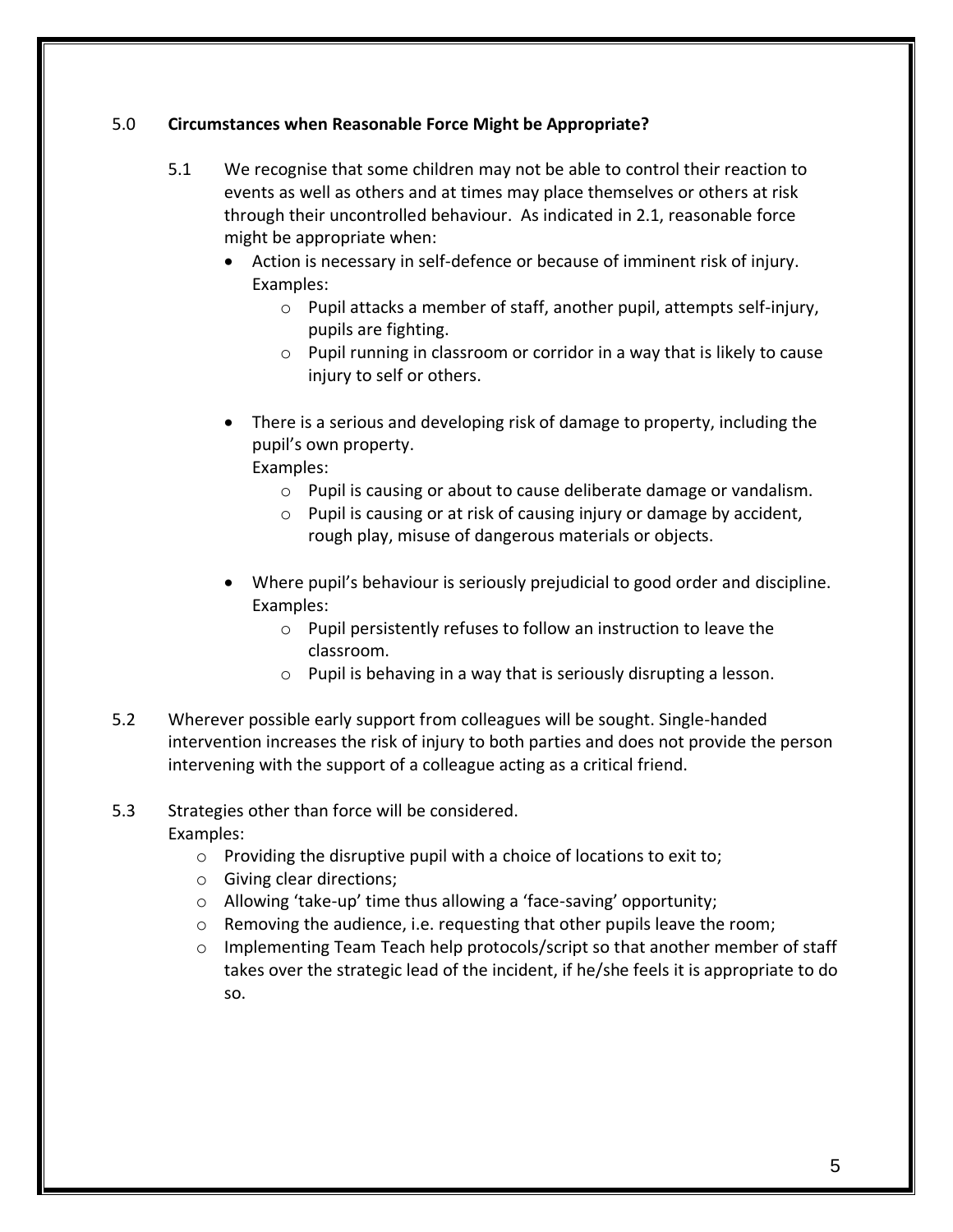## 5.0 **Circumstances when Reasonable Force Might be Appropriate?**

5.1 We recognise that some children may not be able to control their reaction to events as well as others and at times may place themselves or others at risk through their uncontrolled behaviour. As indicated in 2.1, reasonable force might be appropriate when:

- Action is necessary in self-defence or because of imminent risk of injury. Examples:
  - Pupil attacks a member of staff, another pupil, attempts self-injury, pupils are fighting.
  - Pupil running in classroom or corridor in a way that is likely to cause injury to self or others.
- There is a serious and developing risk of damage to property, including the pupil's own property.
  Examples:
  - Pupil is causing or about to cause deliberate damage or vandalism.
  - Pupil is causing or at risk of causing injury or damage by accident, rough play, misuse of dangerous materials or objects.
- Where pupil's behaviour is seriously prejudicial to good order and discipline. Examples:
  - Pupil persistently refuses to follow an instruction to leave the classroom.
  - Pupil is behaving in a way that is seriously disrupting a lesson.

5.2 Wherever possible early support from colleagues will be sought. Single-handed intervention increases the risk of injury to both parties and does not provide the person intervening with the support of a colleague acting as a critical friend.

5.3 Strategies other than force will be considered.
Examples:

- Providing the disruptive pupil with a choice of locations to exit to;
- Giving clear directions;
- Allowing 'take-up' time thus allowing a 'face-saving' opportunity;
- Removing the audience, i.e. requesting that other pupils leave the room;
- Implementing Team Teach help protocols/script so that another member of staff takes over the strategic lead of the incident, if he/she feels it is appropriate to do so.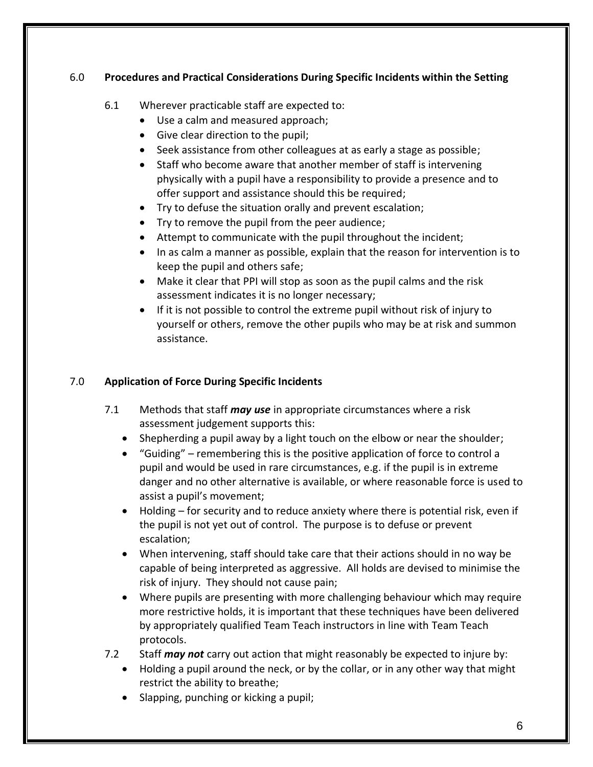## 6.0 **Procedures and Practical Considerations During Specific Incidents within the Setting**

6.1 Wherever practicable staff are expected to:

- Use a calm and measured approach;
- Give clear direction to the pupil;
- Seek assistance from other colleagues at as early a stage as possible;
- Staff who become aware that another member of staff is intervening physically with a pupil have a responsibility to provide a presence and to offer support and assistance should this be required;
- Try to defuse the situation orally and prevent escalation;
- Try to remove the pupil from the peer audience;
- Attempt to communicate with the pupil throughout the incident;
- In as calm a manner as possible, explain that the reason for intervention is to keep the pupil and others safe;
- Make it clear that PPI will stop as soon as the pupil calms and the risk assessment indicates it is no longer necessary;
- If it is not possible to control the extreme pupil without risk of injury to yourself or others, remove the other pupils who may be at risk and summon assistance.

## 7.0 **Application of Force During Specific Incidents**

7.1 Methods that staff ***may use*** in appropriate circumstances where a risk assessment judgement supports this:

- Shepherding a pupil away by a light touch on the elbow or near the shoulder;
- "Guiding" – remembering this is the positive application of force to control a pupil and would be used in rare circumstances, e.g. if the pupil is in extreme danger and no other alternative is available, or where reasonable force is used to assist a pupil's movement;
- Holding – for security and to reduce anxiety where there is potential risk, even if the pupil is not yet out of control. The purpose is to defuse or prevent escalation;
- When intervening, staff should take care that their actions should in no way be capable of being interpreted as aggressive. All holds are devised to minimise the risk of injury. They should not cause pain;
- Where pupils are presenting with more challenging behaviour which may require more restrictive holds, it is important that these techniques have been delivered by appropriately qualified Team Teach instructors in line with Team Teach protocols.

7.2 Staff ***may not*** carry out action that might reasonably be expected to injure by:

- Holding a pupil around the neck, or by the collar, or in any other way that might restrict the ability to breathe;
- Slapping, punching or kicking a pupil;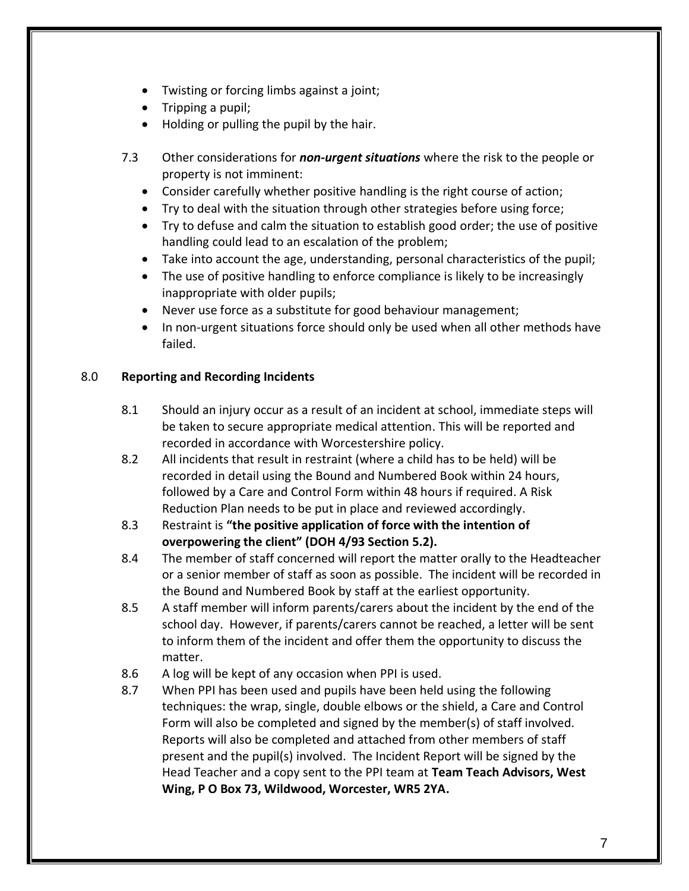- Twisting or forcing limbs against a joint;
- Tripping a pupil;
- Holding or pulling the pupil by the hair.

7.3 Other considerations for ***non-urgent situations*** where the risk to the people or property is not imminent:

- Consider carefully whether positive handling is the right course of action;
- Try to deal with the situation through other strategies before using force;
- Try to defuse and calm the situation to establish good order; the use of positive handling could lead to an escalation of the problem;
- Take into account the age, understanding, personal characteristics of the pupil;
- The use of positive handling to enforce compliance is likely to be increasingly inappropriate with older pupils;
- Never use force as a substitute for good behaviour management;
- In non-urgent situations force should only be used when all other methods have failed.

## 8.0 Reporting and Recording Incidents

8.1 Should an injury occur as a result of an incident at school, immediate steps will be taken to secure appropriate medical attention. This will be reported and recorded in accordance with Worcestershire policy.

8.2 All incidents that result in restraint (where a child has to be held) will be recorded in detail using the Bound and Numbered Book within 24 hours, followed by a Care and Control Form within 48 hours if required. A Risk Reduction Plan needs to be put in place and reviewed accordingly.

8.3 Restraint is **"the positive application of force with the intention of overpowering the client" (DOH 4/93 Section 5.2).**

8.4 The member of staff concerned will report the matter orally to the Headteacher or a senior member of staff as soon as possible. The incident will be recorded in the Bound and Numbered Book by staff at the earliest opportunity.

8.5 A staff member will inform parents/carers about the incident by the end of the school day. However, if parents/carers cannot be reached, a letter will be sent to inform them of the incident and offer them the opportunity to discuss the matter.

8.6 A log will be kept of any occasion when PPI is used.

8.7 When PPI has been used and pupils have been held using the following techniques: the wrap, single, double elbows or the shield, a Care and Control Form will also be completed and signed by the member(s) of staff involved. Reports will also be completed and attached from other members of staff present and the pupil(s) involved. The Incident Report will be signed by the Head Teacher and a copy sent to the PPI team at **Team Teach Advisors, West Wing, P O Box 73, Wildwood, Worcester, WR5 2YA.**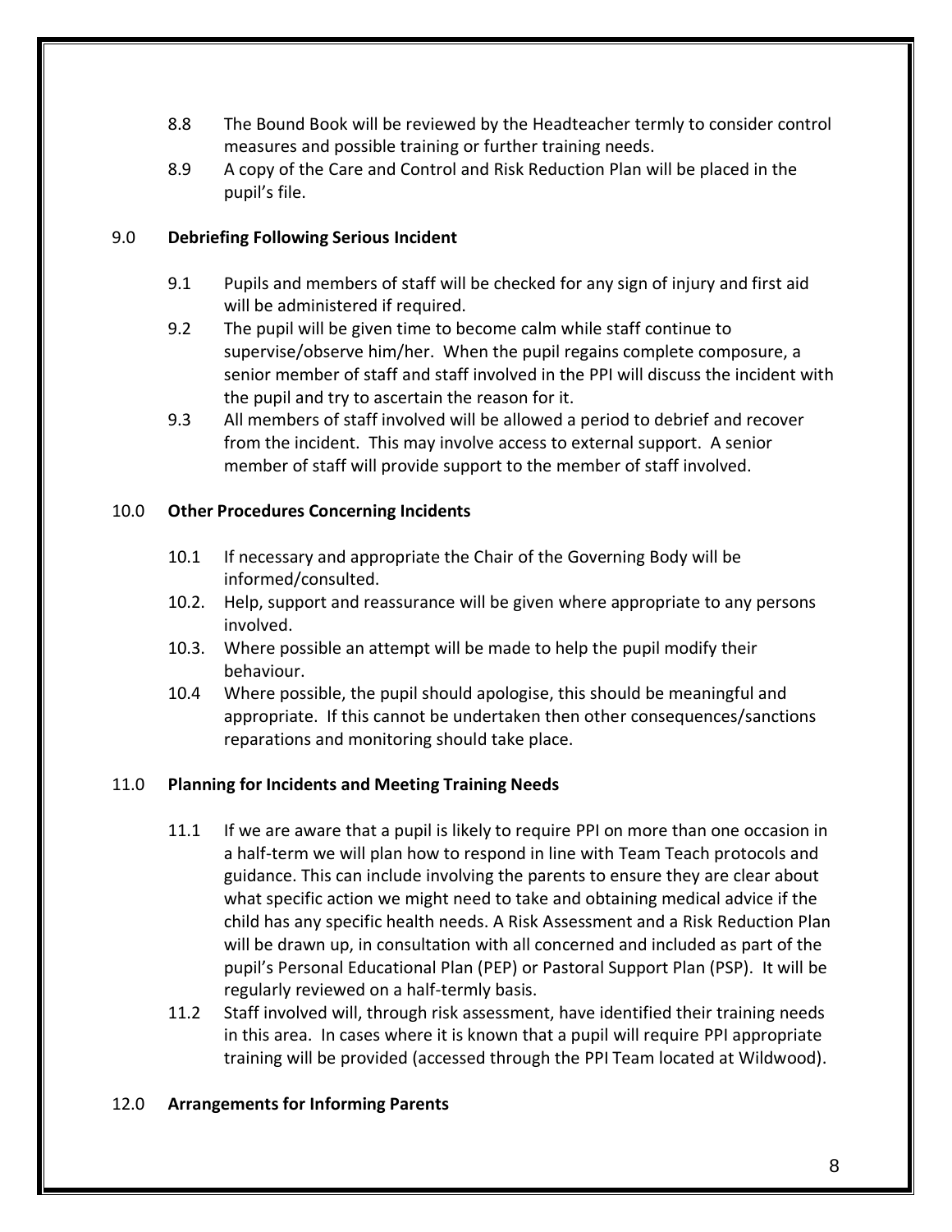8.8 The Bound Book will be reviewed by the Headteacher termly to consider control measures and possible training or further training needs.

8.9 A copy of the Care and Control and Risk Reduction Plan will be placed in the pupil's file.

## 9.0 **Debriefing Following Serious Incident**

9.1 Pupils and members of staff will be checked for any sign of injury and first aid will be administered if required.

9.2 The pupil will be given time to become calm while staff continue to supervise/observe him/her. When the pupil regains complete composure, a senior member of staff and staff involved in the PPI will discuss the incident with the pupil and try to ascertain the reason for it.

9.3 All members of staff involved will be allowed a period to debrief and recover from the incident. This may involve access to external support. A senior member of staff will provide support to the member of staff involved.

## 10.0 **Other Procedures Concerning Incidents**

10.1 If necessary and appropriate the Chair of the Governing Body will be informed/consulted.

10.2. Help, support and reassurance will be given where appropriate to any persons involved.

10.3. Where possible an attempt will be made to help the pupil modify their behaviour.

10.4 Where possible, the pupil should apologise, this should be meaningful and appropriate. If this cannot be undertaken then other consequences/sanctions reparations and monitoring should take place.

## 11.0 **Planning for Incidents and Meeting Training Needs**

11.1 If we are aware that a pupil is likely to require PPI on more than one occasion in a half-term we will plan how to respond in line with Team Teach protocols and guidance. This can include involving the parents to ensure they are clear about what specific action we might need to take and obtaining medical advice if the child has any specific health needs. A Risk Assessment and a Risk Reduction Plan will be drawn up, in consultation with all concerned and included as part of the pupil's Personal Educational Plan (PEP) or Pastoral Support Plan (PSP). It will be regularly reviewed on a half-termly basis.

11.2 Staff involved will, through risk assessment, have identified their training needs in this area. In cases where it is known that a pupil will require PPI appropriate training will be provided (accessed through the PPI Team located at Wildwood).

## 12.0 **Arrangements for Informing Parents**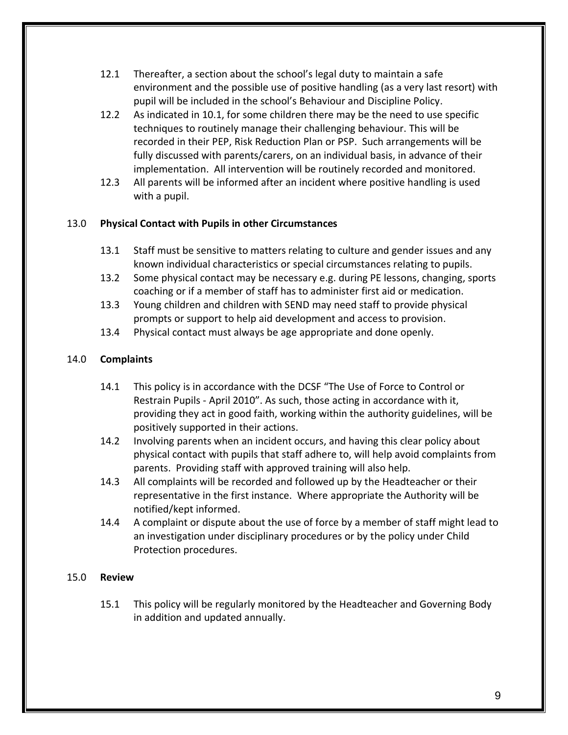12.1 Thereafter, a section about the school's legal duty to maintain a safe environment and the possible use of positive handling (as a very last resort) with pupil will be included in the school's Behaviour and Discipline Policy.

12.2 As indicated in 10.1, for some children there may be the need to use specific techniques to routinely manage their challenging behaviour. This will be recorded in their PEP, Risk Reduction Plan or PSP. Such arrangements will be fully discussed with parents/carers, on an individual basis, in advance of their implementation. All intervention will be routinely recorded and monitored.

12.3 All parents will be informed after an incident where positive handling is used with a pupil.

## 13.0 **Physical Contact with Pupils in other Circumstances**

13.1 Staff must be sensitive to matters relating to culture and gender issues and any known individual characteristics or special circumstances relating to pupils.

13.2 Some physical contact may be necessary e.g. during PE lessons, changing, sports coaching or if a member of staff has to administer first aid or medication.

13.3 Young children and children with SEND may need staff to provide physical prompts or support to help aid development and access to provision.

13.4 Physical contact must always be age appropriate and done openly.

## 14.0 **Complaints**

14.1 This policy is in accordance with the DCSF "The Use of Force to Control or Restrain Pupils - April 2010". As such, those acting in accordance with it, providing they act in good faith, working within the authority guidelines, will be positively supported in their actions.

14.2 Involving parents when an incident occurs, and having this clear policy about physical contact with pupils that staff adhere to, will help avoid complaints from parents. Providing staff with approved training will also help.

14.3 All complaints will be recorded and followed up by the Headteacher or their representative in the first instance. Where appropriate the Authority will be notified/kept informed.

14.4 A complaint or dispute about the use of force by a member of staff might lead to an investigation under disciplinary procedures or by the policy under Child Protection procedures.

## 15.0 **Review**

15.1 This policy will be regularly monitored by the Headteacher and Governing Body in addition and updated annually.